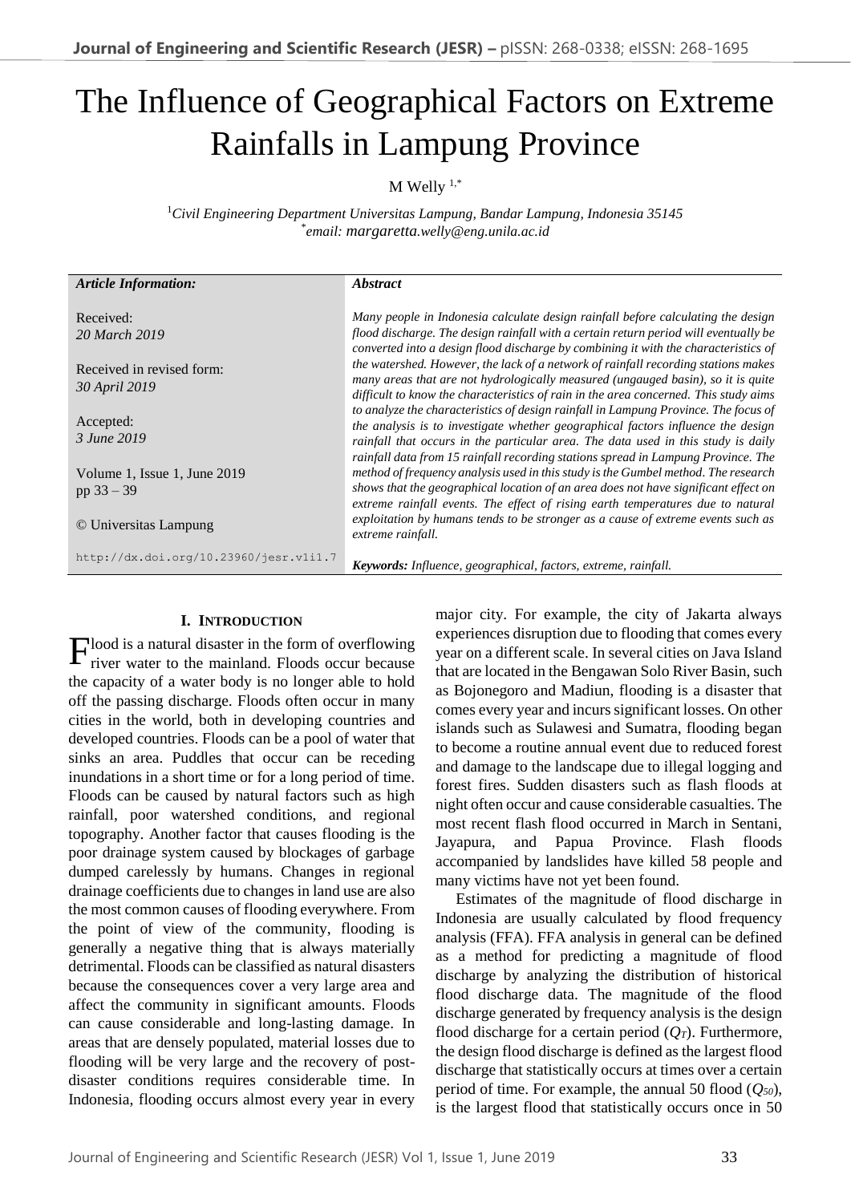# The Influence of Geographical Factors on Extreme Rainfalls in Lampung Province

M Welly [1,*]

[1]*Civil Engineering Department Universitas Lampung, Bandar Lampung, Indonesia 35145*
[*]*email: margaretta.welly@eng.unila.ac.id*

| *Article Information:* | *Abstract* |
|---|---|
| Received: *20 March 2019*<br><br>Received in revised form: *30 April 2019*<br><br>Accepted: *3 June 2019*<br><br>Volume 1, Issue 1, June 2019 pp 33 – 39<br><br>© Universitas Lampung<br><br>http://dx.doi.org/10.23960/jesr.v1i1.7 | *Many people in Indonesia calculate design rainfall before calculating the design flood discharge. The design rainfall with a certain return period will eventually be converted into a design flood discharge by combining it with the characteristics of the watershed. However, the lack of a network of rainfall recording stations makes many areas that are not hydrologically measured (ungauged basin), so it is quite difficult to know the characteristics of rain in the area concerned. This study aims to analyze the characteristics of design rainfall in Lampung Province. The focus of the analysis is to investigate whether geographical factors influence the design rainfall that occurs in the particular area. The data used in this study is daily rainfall data from 15 rainfall recording stations spread in Lampung Province. The method of frequency analysis used in this study is the Gumbel method. The research shows that the geographical location of an area does not have significant effect on extreme rainfall events. The effect of rising earth temperatures due to natural exploitation by humans tends to be stronger as a cause of extreme events such as extreme rainfall.*<br><br>***Keywords:*** *Influence, geographical, factors, extreme, rainfall.* |

## I. Introduction

Flood is a natural disaster in the form of overflowing river water to the mainland. Floods occur because the capacity of a water body is no longer able to hold off the passing discharge. Floods often occur in many cities in the world, both in developing countries and developed countries. Floods can be a pool of water that sinks an area. Puddles that occur can be receding inundations in a short time or for a long period of time. Floods can be caused by natural factors such as high rainfall, poor watershed conditions, and regional topography. Another factor that causes flooding is the poor drainage system caused by blockages of garbage dumped carelessly by humans. Changes in regional drainage coefficients due to changes in land use are also the most common causes of flooding everywhere. From the point of view of the community, flooding is generally a negative thing that is always materially detrimental. Floods can be classified as natural disasters because the consequences cover a very large area and affect the community in significant amounts. Floods can cause considerable and long-lasting damage. In areas that are densely populated, material losses due to flooding will be very large and the recovery of post-disaster conditions requires considerable time. In Indonesia, flooding occurs almost every year in every major city. For example, the city of Jakarta always experiences disruption due to flooding that comes every year on a different scale. In several cities on Java Island that are located in the Bengawan Solo River Basin, such as Bojonegoro and Madiun, flooding is a disaster that comes every year and incurs significant losses. On other islands such as Sulawesi and Sumatra, flooding began to become a routine annual event due to reduced forest and damage to the landscape due to illegal logging and forest fires. Sudden disasters such as flash floods at night often occur and cause considerable casualties. The most recent flash flood occurred in March in Sentani, Jayapura, and Papua Province. Flash floods accompanied by landslides have killed 58 people and many victims have not yet been found.

Estimates of the magnitude of flood discharge in Indonesia are usually calculated by flood frequency analysis (FFA). FFA analysis in general can be defined as a method for predicting a magnitude of flood discharge by analyzing the distribution of historical flood discharge data. The magnitude of the flood discharge generated by frequency analysis is the design flood discharge for a certain period ($Q_T$). Furthermore, the design flood discharge is defined as the largest flood discharge that statistically occurs at times over a certain period of time. For example, the annual 50 flood ($Q_{50}$), is the largest flood that statistically occurs once in 50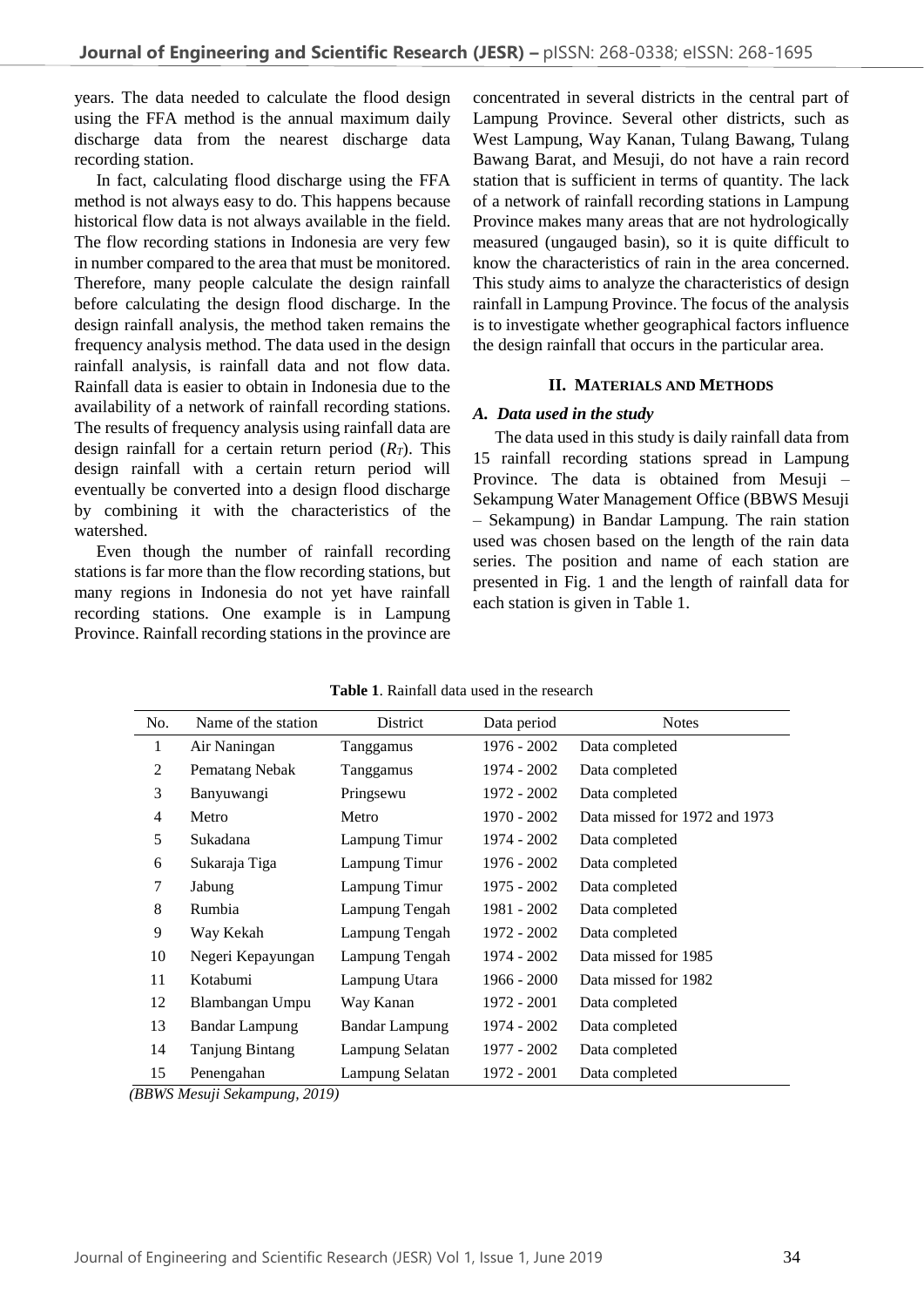years. The data needed to calculate the flood design using the FFA method is the annual maximum daily discharge data from the nearest discharge data recording station.

In fact, calculating flood discharge using the FFA method is not always easy to do. This happens because historical flow data is not always available in the field. The flow recording stations in Indonesia are very few in number compared to the area that must be monitored. Therefore, many people calculate the design rainfall before calculating the design flood discharge. In the design rainfall analysis, the method taken remains the frequency analysis method. The data used in the design rainfall analysis, is rainfall data and not flow data. Rainfall data is easier to obtain in Indonesia due to the availability of a network of rainfall recording stations. The results of frequency analysis using rainfall data are design rainfall for a certain return period ($R_T$). This design rainfall with a certain return period will eventually be converted into a design flood discharge by combining it with the characteristics of the watershed.

Even though the number of rainfall recording stations is far more than the flow recording stations, but many regions in Indonesia do not yet have rainfall recording stations. One example is in Lampung Province. Rainfall recording stations in the province are concentrated in several districts in the central part of Lampung Province. Several other districts, such as West Lampung, Way Kanan, Tulang Bawang, Tulang Bawang Barat, and Mesuji, do not have a rain record station that is sufficient in terms of quantity. The lack of a network of rainfall recording stations in Lampung Province makes many areas that are not hydrologically measured (ungauged basin), so it is quite difficult to know the characteristics of rain in the area concerned. This study aims to analyze the characteristics of design rainfall in Lampung Province. The focus of the analysis is to investigate whether geographical factors influence the design rainfall that occurs in the particular area.

## II. Materials and Methods

### A. *Data used in the study*

The data used in this study is daily rainfall data from 15 rainfall recording stations spread in Lampung Province. The data is obtained from Mesuji – Sekampung Water Management Office (BBWS Mesuji – Sekampung) in Bandar Lampung. The rain station used was chosen based on the length of the rain data series. The position and name of each station are presented in Fig. 1 and the length of rainfall data for each station is given in Table 1.

**Table 1**. Rainfall data used in the research

| No. | Name of the station | District | Data period | Notes |
|---|---|---|---|---|
| 1 | Air Naningan | Tanggamus | 1976 - 2002 | Data completed |
| 2 | Pematang Nebak | Tanggamus | 1974 - 2002 | Data completed |
| 3 | Banyuwangi | Pringsewu | 1972 - 2002 | Data completed |
| 4 | Metro | Metro | 1970 - 2002 | Data missed for 1972 and 1973 |
| 5 | Sukadana | Lampung Timur | 1974 - 2002 | Data completed |
| 6 | Sukaraja Tiga | Lampung Timur | 1976 - 2002 | Data completed |
| 7 | Jabung | Lampung Timur | 1975 - 2002 | Data completed |
| 8 | Rumbia | Lampung Tengah | 1981 - 2002 | Data completed |
| 9 | Way Kekah | Lampung Tengah | 1972 - 2002 | Data completed |
| 10 | Negeri Kepayungan | Lampung Tengah | 1974 - 2002 | Data missed for 1985 |
| 11 | Kotabumi | Lampung Utara | 1966 - 2000 | Data missed for 1982 |
| 12 | Blambangan Umpu | Way Kanan | 1972 - 2001 | Data completed |
| 13 | Bandar Lampung | Bandar Lampung | 1974 - 2002 | Data completed |
| 14 | Tanjung Bintang | Lampung Selatan | 1977 - 2002 | Data completed |
| 15 | Penengahan | Lampung Selatan | 1972 - 2001 | Data completed |

*(BBWS Mesuji Sekampung, 2019)*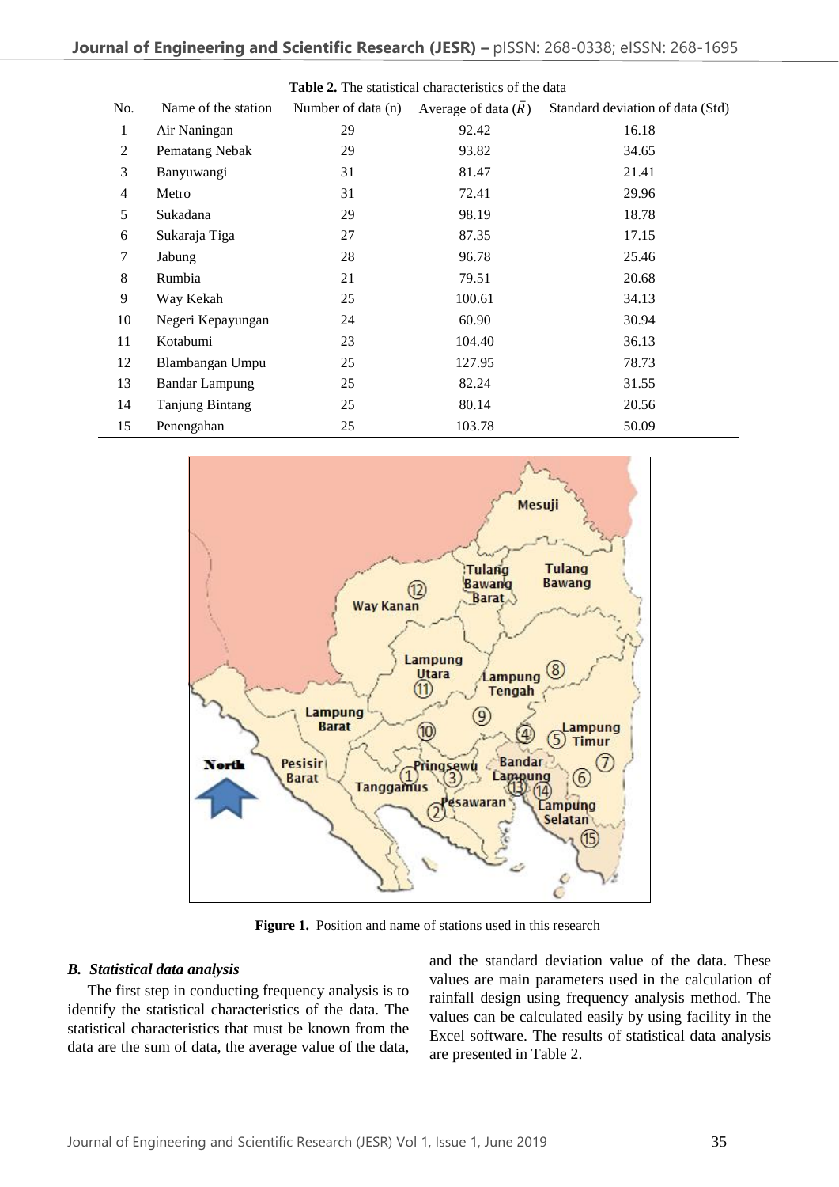**Table 2.** The statistical characteristics of the data

| No. | Name of the station | Number of data (n) | Average of data ($\bar{R}$) | Standard deviation of data (Std) |
|---|---|---|---|---|
| 1 | Air Naningan | 29 | 92.42 | 16.18 |
| 2 | Pematang Nebak | 29 | 93.82 | 34.65 |
| 3 | Banyuwangi | 31 | 81.47 | 21.41 |
| 4 | Metro | 31 | 72.41 | 29.96 |
| 5 | Sukadana | 29 | 98.19 | 18.78 |
| 6 | Sukaraja Tiga | 27 | 87.35 | 17.15 |
| 7 | Jabung | 28 | 96.78 | 25.46 |
| 8 | Rumbia | 21 | 79.51 | 20.68 |
| 9 | Way Kekah | 25 | 100.61 | 34.13 |
| 10 | Negeri Kepayungan | 24 | 60.90 | 30.94 |
| 11 | Kotabumi | 23 | 104.40 | 36.13 |
| 12 | Blambangan Umpu | 25 | 127.95 | 78.73 |
| 13 | Bandar Lampung | 25 | 82.24 | 31.55 |
| 14 | Tanjung Bintang | 25 | 80.14 | 20.56 |
| 15 | Penengahan | 25 | 103.78 | 50.09 |

**Figure 1.** Position and name of stations used in this research

### *B. Statistical data analysis*

The first step in conducting frequency analysis is to identify the statistical characteristics of the data. The statistical characteristics that must be known from the data are the sum of data, the average value of the data, and the standard deviation value of the data. These values are main parameters used in the calculation of rainfall design using frequency analysis method. The values can be calculated easily by using facility in the Excel software. The results of statistical data analysis are presented in Table 2.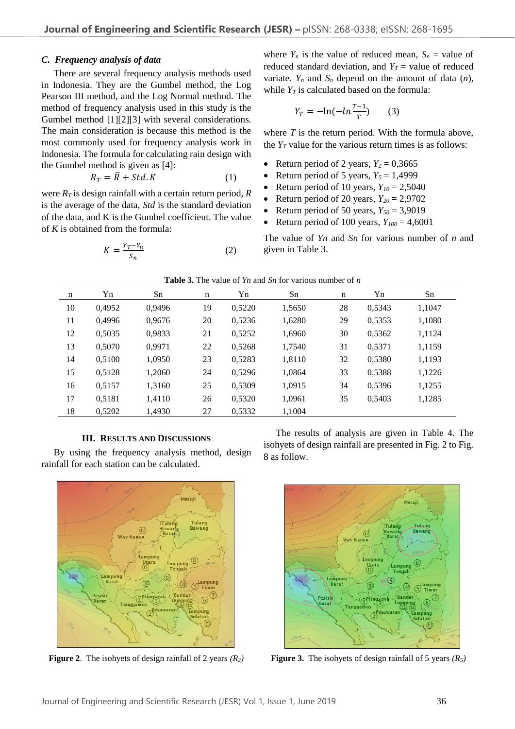### C. Frequency analysis of data

There are several frequency analysis methods used in Indonesia. They are the Gumbel method, the Log Pearson III method, and the Log Normal method. The method of frequency analysis used in this study is the Gumbel method [1][2][3] with several considerations. The main consideration is because this method is the most commonly used for frequency analysis work in Indonesia. The formula for calculating rain design with the Gumbel method is given as [4]:

$$R_T = \bar{R} + Std.K \qquad (1)$$

were $R_T$ is design rainfall with a certain return period, $R$ is the average of the data, *Std* is the standard deviation of the data, and K is the Gumbel coefficient. The value of $K$ is obtained from the formula:

$$K = \frac{Y_T - Y_n}{S_n} \qquad (2)$$

where $Y_n$ is the value of reduced mean, $S_n$ = value of reduced standard deviation, and $Y_T$ = value of reduced variate. $Y_n$ and $S_n$ depend on the amount of data ($n$), while $Y_T$ is calculated based on the formula:

$$Y_T = -\ln(-ln\frac{T-1}{T}) \qquad (3)$$

where $T$ is the return period. With the formula above, the $Y_T$ value for the various return times is as follows:

- Return period of 2 years, $Y_2$ = 0,3665
- Return period of 5 years, $Y_5$ = 1,4999
- Return period of 10 years, $Y_{10}$ = 2,5040
- Return period of 20 years, $Y_{20}$ = 2,9702
- Return period of 50 years, $Y_{50}$ = 3,9019
- Return period of 100 years, $Y_{100}$ = 4,6001

The value of *Yn* and *Sn* for various number of *n* and given in Table 3.

**Table 3.** The value of *Yn* and *Sn* for various number of *n*

| n | Yn | Sn | n | Yn | Sn | n | Yn | Sn |
|---|---|---|---|---|---|---|---|---|
| 10 | 0,4952 | 0,9496 | 19 | 0,5220 | 1,5650 | 28 | 0,5343 | 1,1047 |
| 11 | 0,4996 | 0,9676 | 20 | 0,5236 | 1,6280 | 29 | 0,5353 | 1,1080 |
| 12 | 0,5035 | 0,9833 | 21 | 0,5252 | 1,6960 | 30 | 0,5362 | 1,1124 |
| 13 | 0,5070 | 0,9971 | 22 | 0,5268 | 1,7540 | 31 | 0,5371 | 1,1159 |
| 14 | 0,5100 | 1,0950 | 23 | 0,5283 | 1,8110 | 32 | 0,5380 | 1,1193 |
| 15 | 0,5128 | 1,2060 | 24 | 0,5296 | 1,0864 | 33 | 0,5388 | 1,1226 |
| 16 | 0,5157 | 1,3160 | 25 | 0,5309 | 1,0915 | 34 | 0,5396 | 1,1255 |
| 17 | 0,5181 | 1,4110 | 26 | 0,5320 | 1,0961 | 35 | 0,5403 | 1,1285 |
| 18 | 0,5202 | 1,4930 | 27 | 0,5332 | 1,1004 | | | |

## III. Results and Discussions

By using the frequency analysis method, design rainfall for each station can be calculated.

The results of analysis are given in Table 4. The isohyets of design rainfall are presented in Fig. 2 to Fig. 8 as follow.

**Figure 2**. The isohyets of design rainfall of 2 years *($R_2$)*

**Figure 3.** The isohyets of design rainfall of 5 years *($R_5$)*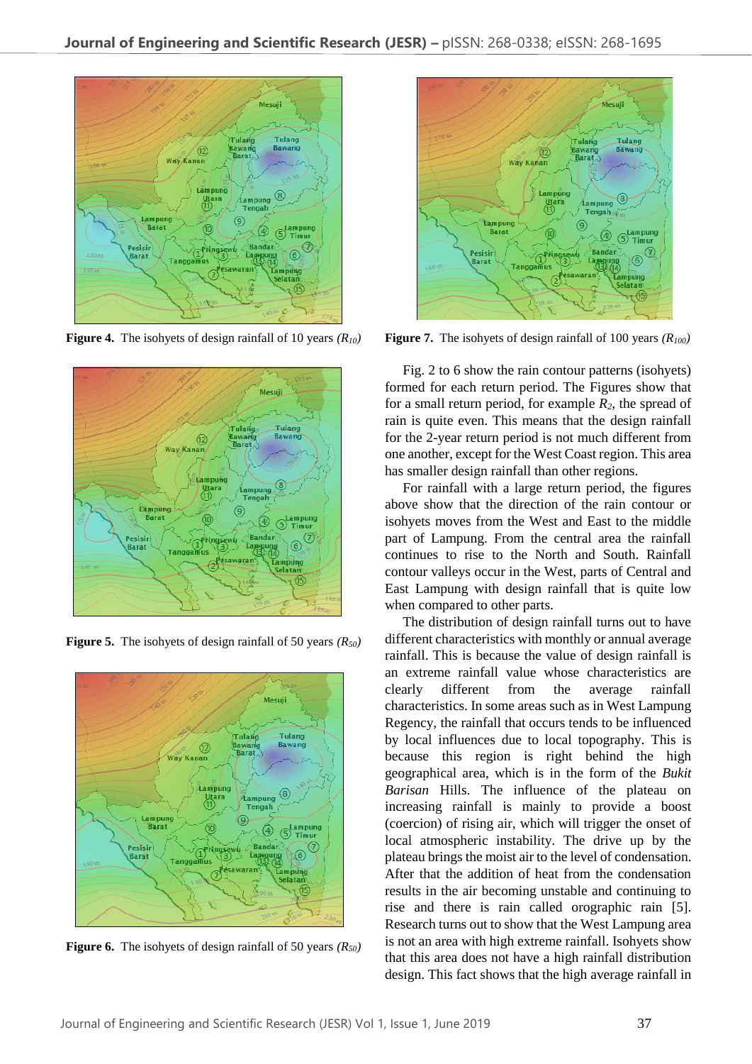**Figure 4.** The isohyets of design rainfall of 10 years *($R_{10}$)*

**Figure 5.** The isohyets of design rainfall of 50 years *($R_{50}$)*

**Figure 6.** The isohyets of design rainfall of 50 years *($R_{50}$)*

**Figure 7.** The isohyets of design rainfall of 100 years *($R_{100}$)*

Fig. 2 to 6 show the rain contour patterns (isohyets) formed for each return period. The Figures show that for a small return period, for example $R_2$, the spread of rain is quite even. This means that the design rainfall for the 2-year return period is not much different from one another, except for the West Coast region. This area has smaller design rainfall than other regions.

For rainfall with a large return period, the figures above show that the direction of the rain contour or isohyets moves from the West and East to the middle part of Lampung. From the central area the rainfall continues to rise to the North and South. Rainfall contour valleys occur in the West, parts of Central and East Lampung with design rainfall that is quite low when compared to other parts.

The distribution of design rainfall turns out to have different characteristics with monthly or annual average rainfall. This is because the value of design rainfall is an extreme rainfall value whose characteristics are clearly different from the average rainfall characteristics. In some areas such as in West Lampung Regency, the rainfall that occurs tends to be influenced by local influences due to local topography. This is because this region is right behind the high geographical area, which is in the form of the *Bukit Barisan* Hills. The influence of the plateau on increasing rainfall is mainly to provide a boost (coercion) of rising air, which will trigger the onset of local atmospheric instability. The drive up by the plateau brings the moist air to the level of condensation. After that the addition of heat from the condensation results in the air becoming unstable and continuing to rise and there is rain called orographic rain [5]. Research turns out to show that the West Lampung area is not an area with high extreme rainfall. Isohyets show that this area does not have a high rainfall distribution design. This fact shows that the high average rainfall in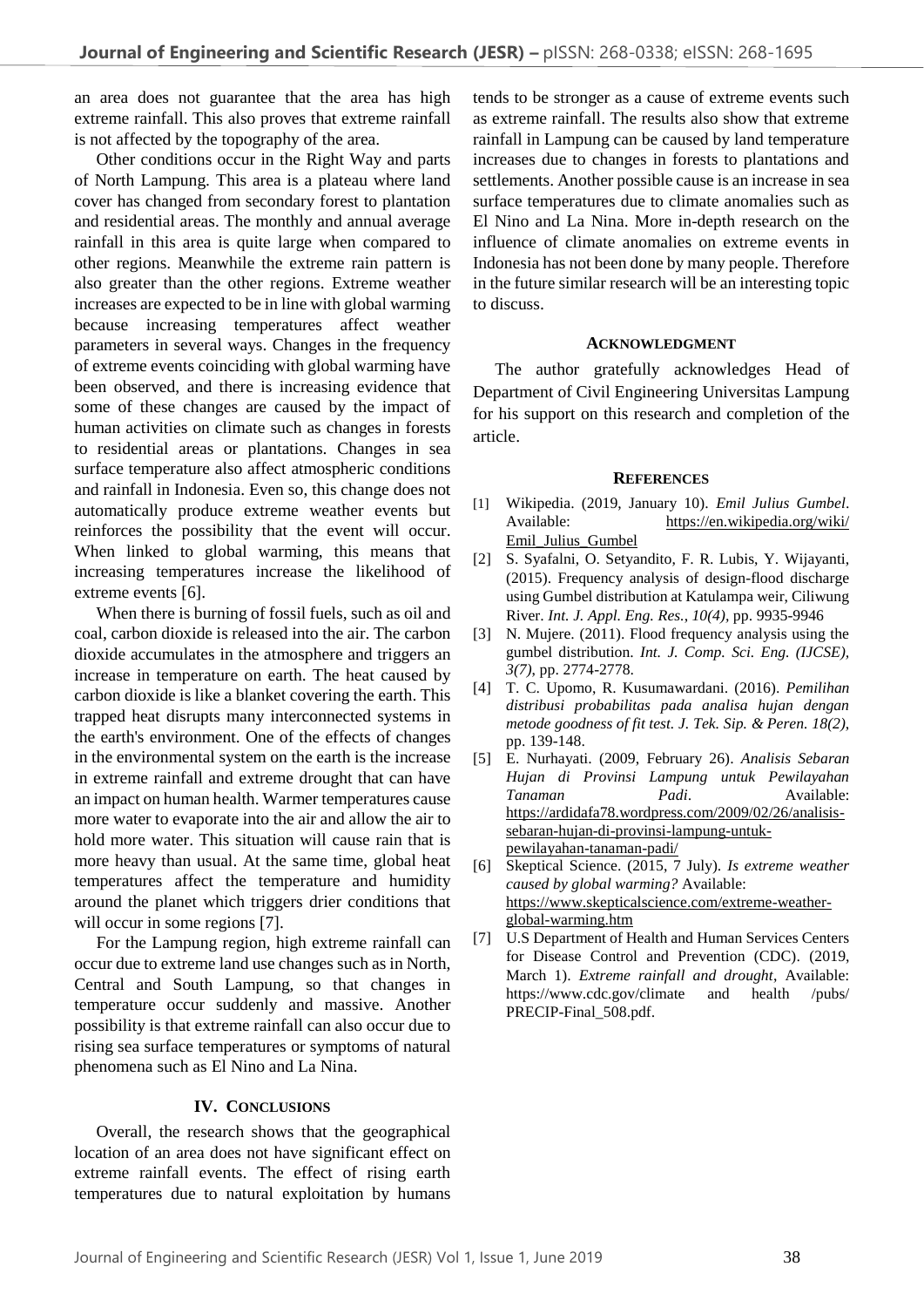an area does not guarantee that the area has high extreme rainfall. This also proves that extreme rainfall is not affected by the topography of the area.

Other conditions occur in the Right Way and parts of North Lampung. This area is a plateau where land cover has changed from secondary forest to plantation and residential areas. The monthly and annual average rainfall in this area is quite large when compared to other regions. Meanwhile the extreme rain pattern is also greater than the other regions. Extreme weather increases are expected to be in line with global warming because increasing temperatures affect weather parameters in several ways. Changes in the frequency of extreme events coinciding with global warming have been observed, and there is increasing evidence that some of these changes are caused by the impact of human activities on climate such as changes in forests to residential areas or plantations. Changes in sea surface temperature also affect atmospheric conditions and rainfall in Indonesia. Even so, this change does not automatically produce extreme weather events but reinforces the possibility that the event will occur. When linked to global warming, this means that increasing temperatures increase the likelihood of extreme events [6].

When there is burning of fossil fuels, such as oil and coal, carbon dioxide is released into the air. The carbon dioxide accumulates in the atmosphere and triggers an increase in temperature on earth. The heat caused by carbon dioxide is like a blanket covering the earth. This trapped heat disrupts many interconnected systems in the earth's environment. One of the effects of changes in the environmental system on the earth is the increase in extreme rainfall and extreme drought that can have an impact on human health. Warmer temperatures cause more water to evaporate into the air and allow the air to hold more water. This situation will cause rain that is more heavy than usual. At the same time, global heat temperatures affect the temperature and humidity around the planet which triggers drier conditions that will occur in some regions [7].

For the Lampung region, high extreme rainfall can occur due to extreme land use changes such as in North, Central and South Lampung, so that changes in temperature occur suddenly and massive. Another possibility is that extreme rainfall can also occur due to rising sea surface temperatures or symptoms of natural phenomena such as El Nino and La Nina.

## IV. Conclusions

Overall, the research shows that the geographical location of an area does not have significant effect on extreme rainfall events. The effect of rising earth temperatures due to natural exploitation by humans tends to be stronger as a cause of extreme events such as extreme rainfall. The results also show that extreme rainfall in Lampung can be caused by land temperature increases due to changes in forests to plantations and settlements. Another possible cause is an increase in sea surface temperatures due to climate anomalies such as El Nino and La Nina. More in-depth research on the influence of climate anomalies on extreme events in Indonesia has not been done by many people. Therefore in the future similar research will be an interesting topic to discuss.

## Acknowledgment

The author gratefully acknowledges Head of Department of Civil Engineering Universitas Lampung for his support on this research and completion of the article.

## References

[1] Wikipedia. (2019, January 10). *Emil Julius Gumbel*. Available: https://en.wikipedia.org/wiki/Emil_Julius_Gumbel

[2] S. Syafalni, O. Setyandito, F. R. Lubis, Y. Wijayanti, (2015). Frequency analysis of design-flood discharge using Gumbel distribution at Katulampa weir, Ciliwung River. *Int. J. Appl. Eng. Res.*, *10(4)*, pp. 9935-9946

[3] N. Mujere. (2011). Flood frequency analysis using the gumbel distribution. *Int. J. Comp. Sci. Eng. (IJCSE), 3(7)*, pp. 2774-2778.

[4] T. C. Upomo, R. Kusumawardani. (2016). *Pemilihan distribusi probabilitas pada analisa hujan dengan metode goodness of fit test. J. Tek. Sip. & Peren. 18(2)*, pp. 139-148.

[5] E. Nurhayati. (2009, February 26). *Analisis Sebaran Hujan di Provinsi Lampung untuk Pewilayahan Tanaman Padi*. Available: https://ardidafa78.wordpress.com/2009/02/26/analisis-sebaran-hujan-di-provinsi-lampung-untuk-pewilayahan-tanaman-padi/

[6] Skeptical Science. (2015, 7 July). *Is extreme weather caused by global warming?* Available: https://www.skepticalscience.com/extreme-weather-global-warming.htm

[7] U.S Department of Health and Human Services Centers for Disease Control and Prevention (CDC). (2019, March 1). *Extreme rainfall and drought*, Available: https://www.cdc.gov/climate and health /pubs/ PRECIP-Final_508.pdf.